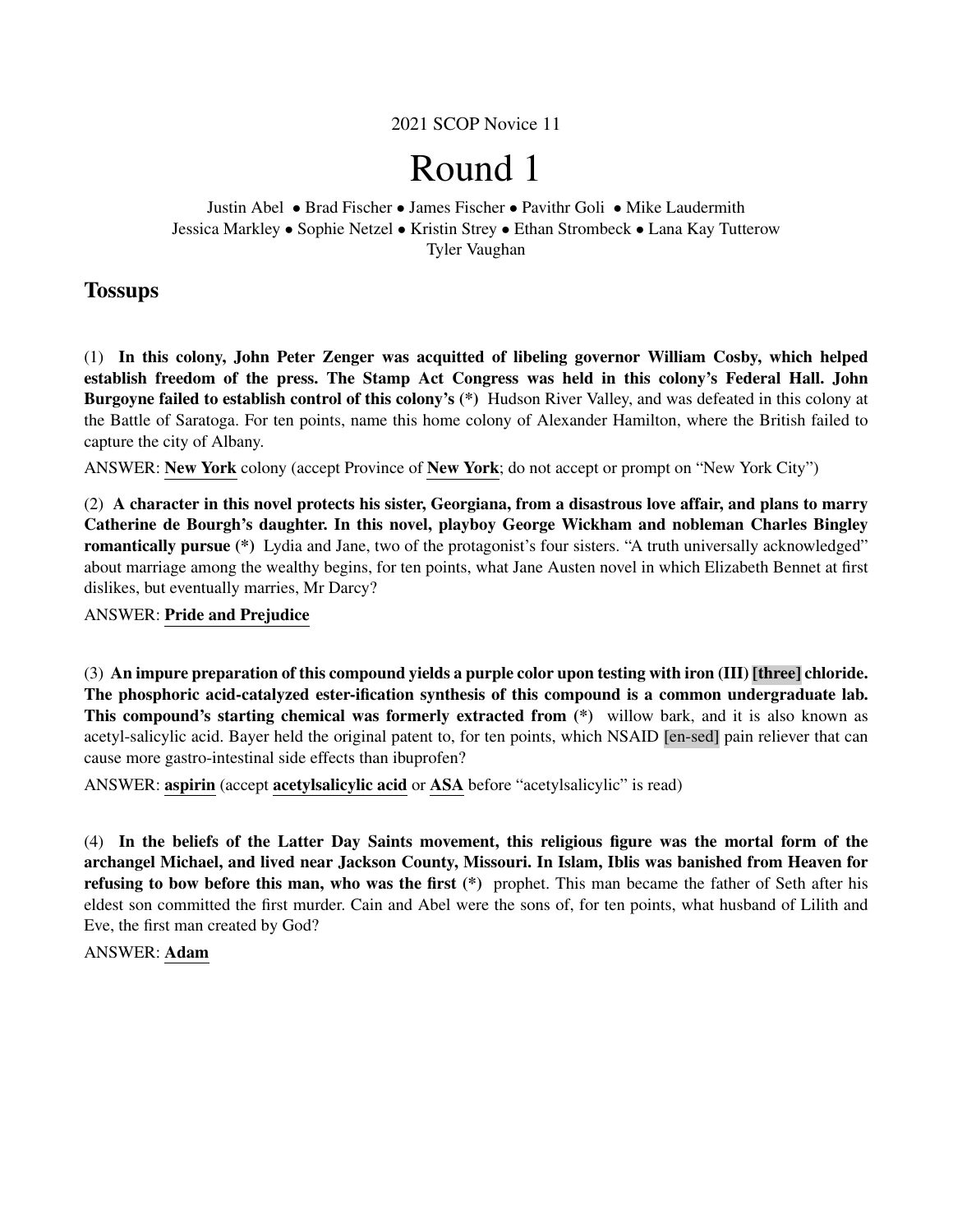2021 SCOP Novice 11

# Round 1

Justin Abel • Brad Fischer • James Fischer • Pavithr Goli • Mike Laudermith
Jessica Markley • Sophie Netzel • Kristin Strey • Ethan Strombeck • Lana Kay Tutterow
Tyler Vaughan

## Tossups

(1) **In this colony, John Peter Zenger was acquitted of libeling governor William Cosby, which helped establish freedom of the press. The Stamp Act Congress was held in this colony's Federal Hall. John Burgoyne failed to establish control of this colony's (*)** Hudson River Valley, and was defeated in this colony at the Battle of Saratoga. For ten points, name this home colony of Alexander Hamilton, where the British failed to capture the city of Albany.

ANSWER: **New York** colony (accept Province of **New York**; do not accept or prompt on "New York City")

(2) **A character in this novel protects his sister, Georgiana, from a disastrous love affair, and plans to marry Catherine de Bourgh's daughter. In this novel, playboy George Wickham and nobleman Charles Bingley romantically pursue (*)** Lydia and Jane, two of the protagonist's four sisters. "A truth universally acknowledged" about marriage among the wealthy begins, for ten points, what Jane Austen novel in which Elizabeth Bennet at first dislikes, but eventually marries, Mr Darcy?

ANSWER: **Pride and Prejudice**

(3) **An impure preparation of this compound yields a purple color upon testing with iron (III) [three] chloride. The phosphoric acid-catalyzed ester-ification synthesis of this compound is a common undergraduate lab. This compound's starting chemical was formerly extracted from (*)** willow bark, and it is also known as acetyl-salicylic acid. Bayer held the original patent to, for ten points, which NSAID [en-sed] pain reliever that can cause more gastro-intestinal side effects than ibuprofen?

ANSWER: **aspirin** (accept **acetylsalicylic acid** or **ASA** before "acetylsalicylic" is read)

(4) **In the beliefs of the Latter Day Saints movement, this religious figure was the mortal form of the archangel Michael, and lived near Jackson County, Missouri. In Islam, Iblis was banished from Heaven for refusing to bow before this man, who was the first (*)** prophet. This man became the father of Seth after his eldest son committed the first murder. Cain and Abel were the sons of, for ten points, what husband of Lilith and Eve, the first man created by God?

ANSWER: **Adam**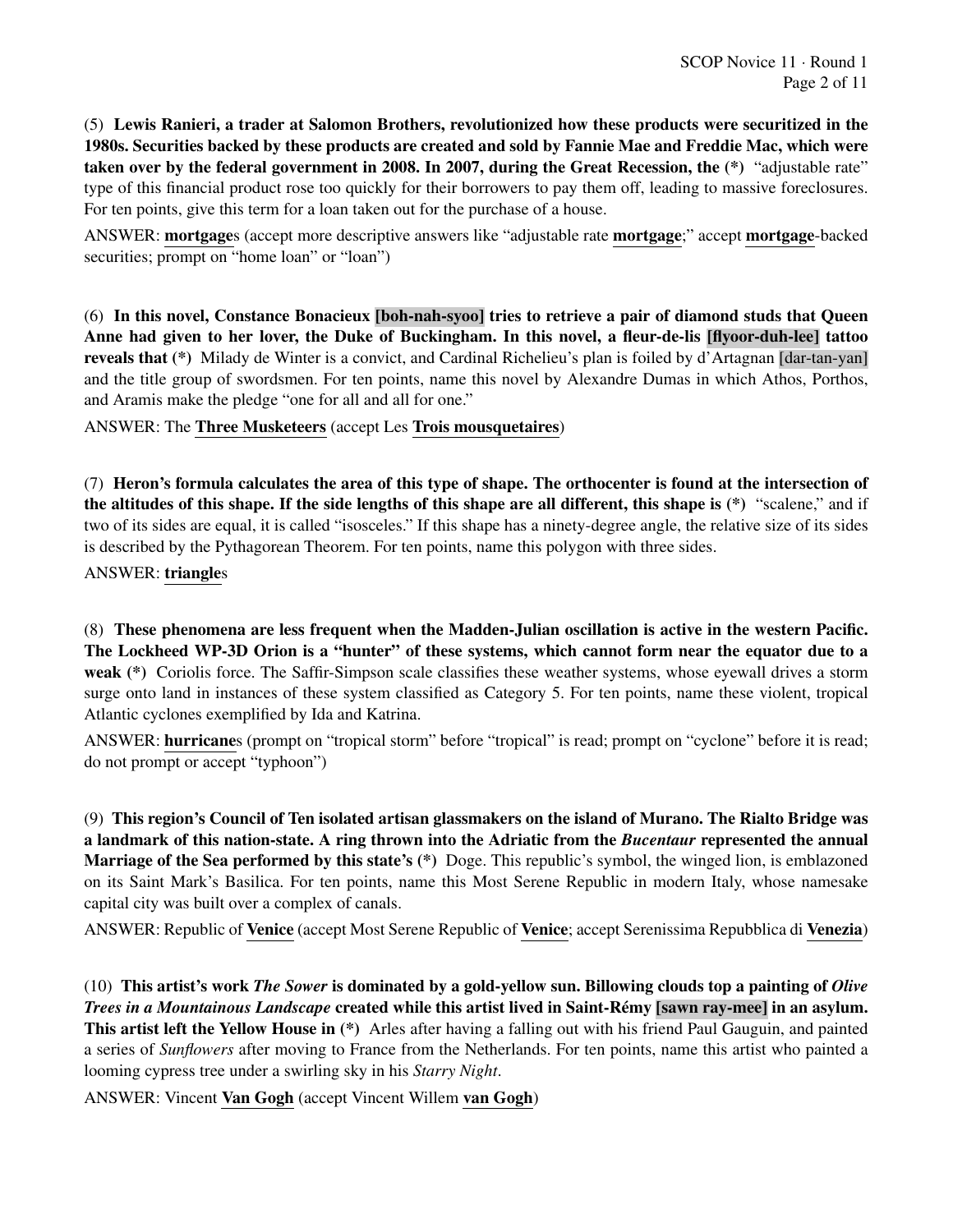(5) **Lewis Ranieri, a trader at Salomon Brothers, revolutionized how these products were securitized in the 1980s. Securities backed by these products are created and sold by Fannie Mae and Freddie Mac, which were taken over by the federal government in 2008. In 2007, during the Great Recession, the (*)** "adjustable rate" type of this financial product rose too quickly for their borrowers to pay them off, leading to massive foreclosures. For ten points, give this term for a loan taken out for the purchase of a house.

ANSWER: **mortgage**s (accept more descriptive answers like "adjustable rate **mortgage**;" accept **mortgage**-backed securities; prompt on "home loan" or "loan")

(6) **In this novel, Constance Bonacieux [boh-nah-syoo] tries to retrieve a pair of diamond studs that Queen Anne had given to her lover, the Duke of Buckingham. In this novel, a fleur-de-lis [flyoor-duh-lee] tattoo reveals that (*)** Milady de Winter is a convict, and Cardinal Richelieu's plan is foiled by d'Artagnan [dar-tan-yan] and the title group of swordsmen. For ten points, name this novel by Alexandre Dumas in which Athos, Porthos, and Aramis make the pledge "one for all and all for one."

ANSWER: The **Three Musketeers** (accept Les **Trois mousquetaires**)

(7) **Heron's formula calculates the area of this type of shape. The orthocenter is found at the intersection of the altitudes of this shape. If the side lengths of this shape are all different, this shape is (*)** "scalene," and if two of its sides are equal, it is called "isosceles." If this shape has a ninety-degree angle, the relative size of its sides is described by the Pythagorean Theorem. For ten points, name this polygon with three sides.

ANSWER: **triangle**s

(8) **These phenomena are less frequent when the Madden-Julian oscillation is active in the western Pacific. The Lockheed WP-3D Orion is a "hunter" of these systems, which cannot form near the equator due to a weak (*)** Coriolis force. The Saffir-Simpson scale classifies these weather systems, whose eyewall drives a storm surge onto land in instances of these system classified as Category 5. For ten points, name these violent, tropical Atlantic cyclones exemplified by Ida and Katrina.

ANSWER: **hurricane**s (prompt on "tropical storm" before "tropical" is read; prompt on "cyclone" before it is read; do not prompt or accept "typhoon")

(9) **This region's Council of Ten isolated artisan glassmakers on the island of Murano. The Rialto Bridge was a landmark of this nation-state. A ring thrown into the Adriatic from the *Bucentaur* represented the annual Marriage of the Sea performed by this state's (*)** Doge. This republic's symbol, the winged lion, is emblazoned on its Saint Mark's Basilica. For ten points, name this Most Serene Republic in modern Italy, whose namesake capital city was built over a complex of canals.

ANSWER: Republic of **Venice** (accept Most Serene Republic of **Venice**; accept Serenissima Repubblica di **Venezia**)

(10) **This artist's work *The Sower* is dominated by a gold-yellow sun. Billowing clouds top a painting of *Olive Trees in a Mountainous Landscape* created while this artist lived in Saint-Rémy [sawn ray-mee] in an asylum. This artist left the Yellow House in (*)** Arles after having a falling out with his friend Paul Gauguin, and painted a series of *Sunflowers* after moving to France from the Netherlands. For ten points, name this artist who painted a looming cypress tree under a swirling sky in his *Starry Night*.

ANSWER: Vincent **Van Gogh** (accept Vincent Willem **van Gogh**)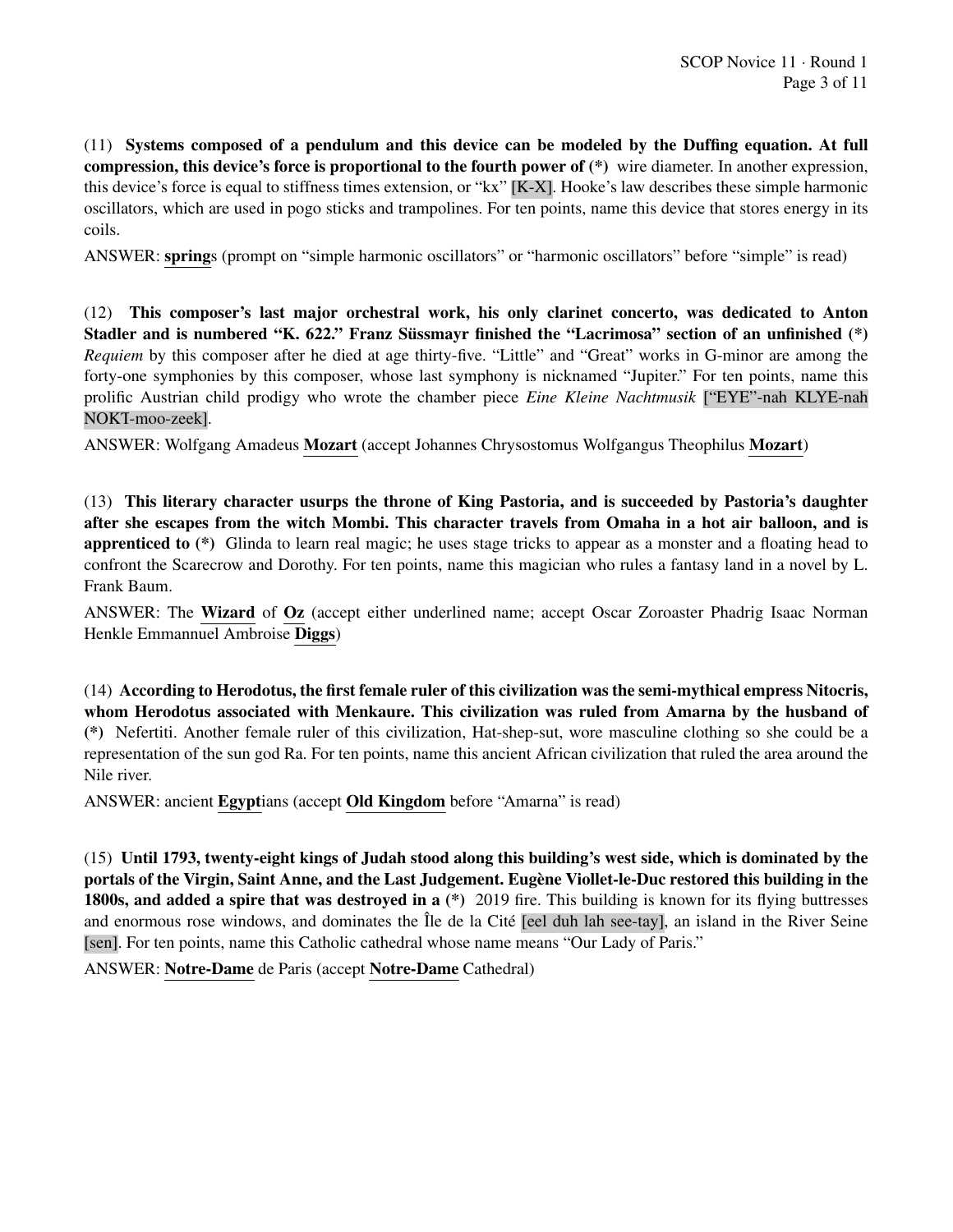(11) **Systems composed of a pendulum and this device can be modeled by the Duffing equation. At full compression, this device's force is proportional to the fourth power of (*)** wire diameter. In another expression, this device's force is equal to stiffness times extension, or "kx" [K-X]. Hooke's law describes these simple harmonic oscillators, which are used in pogo sticks and trampolines. For ten points, name this device that stores energy in its coils.

ANSWER: **spring**s (prompt on "simple harmonic oscillators" or "harmonic oscillators" before "simple" is read)

(12) **This composer's last major orchestral work, his only clarinet concerto, was dedicated to Anton Stadler and is numbered "K. 622." Franz Süssmayr finished the "Lacrimosa" section of an unfinished (*)** *Requiem* by this composer after he died at age thirty-five. "Little" and "Great" works in G-minor are among the forty-one symphonies by this composer, whose last symphony is nicknamed "Jupiter." For ten points, name this prolific Austrian child prodigy who wrote the chamber piece *Eine Kleine Nachtmusik* ["EYE"-nah KLYE-nah NOKT-moo-zeek].

ANSWER: Wolfgang Amadeus **Mozart** (accept Johannes Chrysostomus Wolfgangus Theophilus **Mozart**)

(13) **This literary character usurps the throne of King Pastoria, and is succeeded by Pastoria's daughter after she escapes from the witch Mombi. This character travels from Omaha in a hot air balloon, and is apprenticed to (*)** Glinda to learn real magic; he uses stage tricks to appear as a monster and a floating head to confront the Scarecrow and Dorothy. For ten points, name this magician who rules a fantasy land in a novel by L. Frank Baum.

ANSWER: The **Wizard** of **Oz** (accept either underlined name; accept Oscar Zoroaster Phadrig Isaac Norman Henkle Emmannuel Ambroise **Diggs**)

(14) **According to Herodotus, the first female ruler of this civilization was the semi-mythical empress Nitocris, whom Herodotus associated with Menkaure. This civilization was ruled from Amarna by the husband of (*)** Nefertiti. Another female ruler of this civilization, Hat-shep-sut, wore masculine clothing so she could be a representation of the sun god Ra. For ten points, name this ancient African civilization that ruled the area around the Nile river.

ANSWER: ancient **Egypt**ians (accept **Old Kingdom** before "Amarna" is read)

(15) **Until 1793, twenty-eight kings of Judah stood along this building's west side, which is dominated by the portals of the Virgin, Saint Anne, and the Last Judgement. Eugène Viollet-le-Duc restored this building in the 1800s, and added a spire that was destroyed in a (*)** 2019 fire. This building is known for its flying buttresses and enormous rose windows, and dominates the Île de la Cité [eel duh lah see-tay], an island in the River Seine [sen]. For ten points, name this Catholic cathedral whose name means "Our Lady of Paris."

ANSWER: **Notre-Dame** de Paris (accept **Notre-Dame** Cathedral)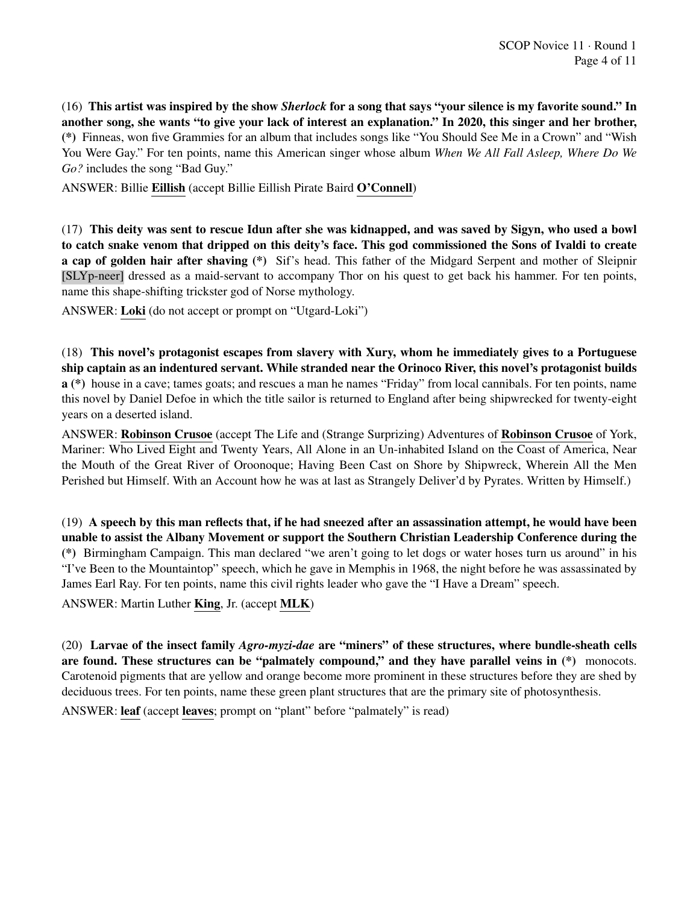(16) **This artist was inspired by the show *Sherlock* for a song that says "your silence is my favorite sound." In another song, she wants "to give your lack of interest an explanation." In 2020, this singer and her brother, (*)** Finneas, won five Grammies for an album that includes songs like "You Should See Me in a Crown" and "Wish You Were Gay." For ten points, name this American singer whose album *When We All Fall Asleep, Where Do We Go?* includes the song "Bad Guy."

ANSWER: Billie **Eillish** (accept Billie Eillish Pirate Baird **O'Connell**)

(17) **This deity was sent to rescue Idun after she was kidnapped, and was saved by Sigyn, who used a bowl to catch snake venom that dripped on this deity's face. This god commissioned the Sons of Ivaldi to create a cap of golden hair after shaving (*)** Sif's head. This father of the Midgard Serpent and mother of Sleipnir [SLYp-neer] dressed as a maid-servant to accompany Thor on his quest to get back his hammer. For ten points, name this shape-shifting trickster god of Norse mythology.

ANSWER: **Loki** (do not accept or prompt on "Utgard-Loki")

(18) **This novel's protagonist escapes from slavery with Xury, whom he immediately gives to a Portuguese ship captain as an indentured servant. While stranded near the Orinoco River, this novel's protagonist builds a (*)** house in a cave; tames goats; and rescues a man he names "Friday" from local cannibals. For ten points, name this novel by Daniel Defoe in which the title sailor is returned to England after being shipwrecked for twenty-eight years on a deserted island.

ANSWER: **Robinson Crusoe** (accept The Life and (Strange Surprizing) Adventures of **Robinson Crusoe** of York, Mariner: Who Lived Eight and Twenty Years, All Alone in an Un-inhabited Island on the Coast of America, Near the Mouth of the Great River of Oroonoque; Having Been Cast on Shore by Shipwreck, Wherein All the Men Perished but Himself. With an Account how he was at last as Strangely Deliver'd by Pyrates. Written by Himself.)

(19) **A speech by this man reflects that, if he had sneezed after an assassination attempt, he would have been unable to assist the Albany Movement or support the Southern Christian Leadership Conference during the (*)** Birmingham Campaign. This man declared "we aren't going to let dogs or water hoses turn us around" in his "I've Been to the Mountaintop" speech, which he gave in Memphis in 1968, the night before he was assassinated by James Earl Ray. For ten points, name this civil rights leader who gave the "I Have a Dream" speech.

ANSWER: Martin Luther **King**, Jr. (accept **MLK**)

(20) **Larvae of the insect family *Agro-myzi-dae* are "miners" of these structures, where bundle-sheath cells are found. These structures can be "palmately compound," and they have parallel veins in (*)** monocots. Carotenoid pigments that are yellow and orange become more prominent in these structures before they are shed by deciduous trees. For ten points, name these green plant structures that are the primary site of photosynthesis.

ANSWER: **leaf** (accept **leaves**; prompt on "plant" before "palmately" is read)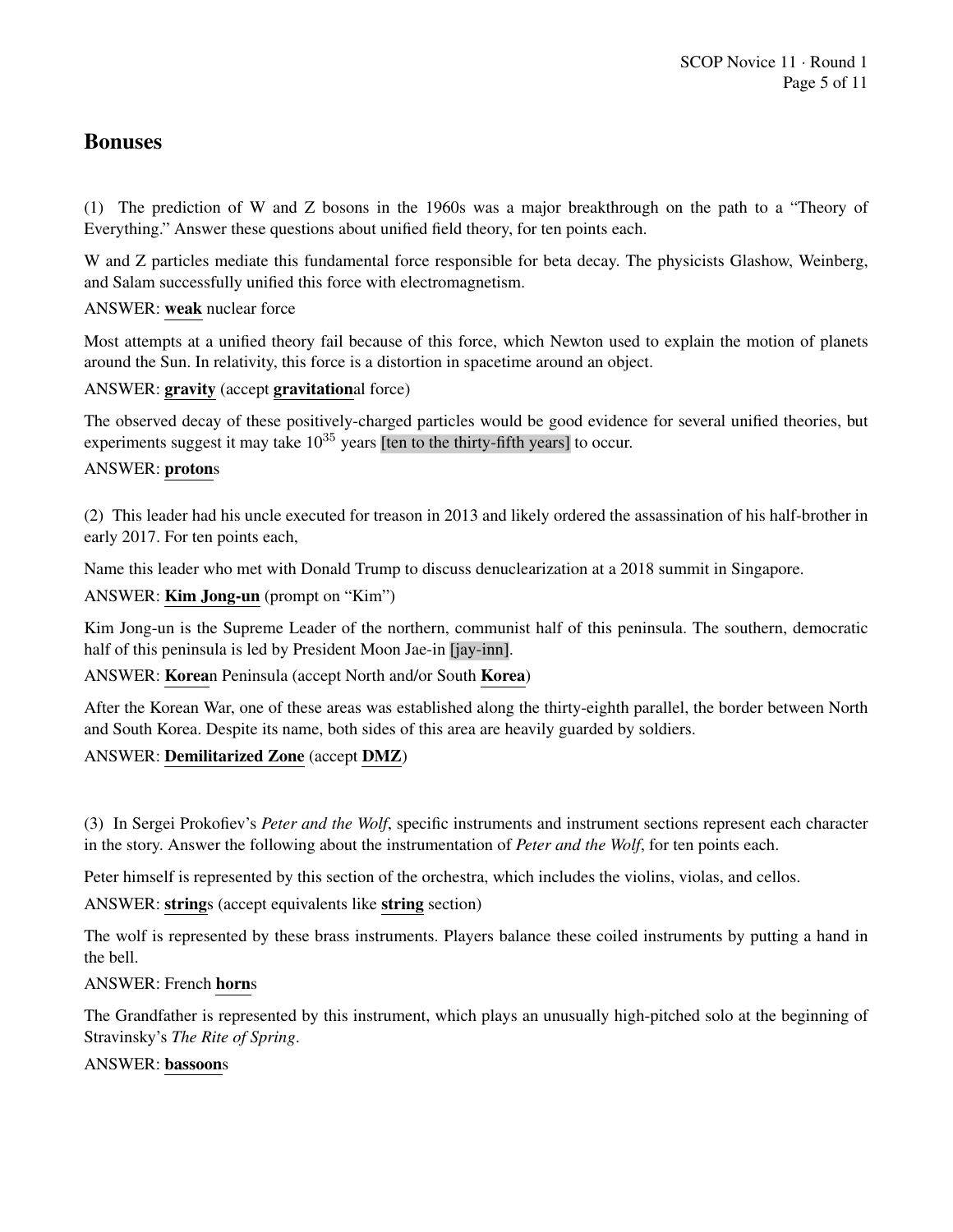## Bonuses

(1) The prediction of W and Z bosons in the 1960s was a major breakthrough on the path to a "Theory of Everything." Answer these questions about unified field theory, for ten points each.

W and Z particles mediate this fundamental force responsible for beta decay. The physicists Glashow, Weinberg, and Salam successfully unified this force with electromagnetism.

ANSWER: **weak** nuclear force

Most attempts at a unified theory fail because of this force, which Newton used to explain the motion of planets around the Sun. In relativity, this force is a distortion in spacetime around an object.

ANSWER: **gravity** (accept **gravitation**al force)

The observed decay of these positively-charged particles would be good evidence for several unified theories, but experiments suggest it may take $10^{35}$ years [ten to the thirty-fifth years] to occur.

ANSWER: **proton**s

(2) This leader had his uncle executed for treason in 2013 and likely ordered the assassination of his half-brother in early 2017. For ten points each,

Name this leader who met with Donald Trump to discuss denuclearization at a 2018 summit in Singapore.

ANSWER: **Kim Jong-un** (prompt on "Kim")

Kim Jong-un is the Supreme Leader of the northern, communist half of this peninsula. The southern, democratic half of this peninsula is led by President Moon Jae-in [jay-inn].

ANSWER: **Korea**n Peninsula (accept North and/or South **Korea**)

After the Korean War, one of these areas was established along the thirty-eighth parallel, the border between North and South Korea. Despite its name, both sides of this area are heavily guarded by soldiers.

ANSWER: **Demilitarized Zone** (accept **DMZ**)

(3) In Sergei Prokofiev's *Peter and the Wolf*, specific instruments and instrument sections represent each character in the story. Answer the following about the instrumentation of *Peter and the Wolf*, for ten points each.

Peter himself is represented by this section of the orchestra, which includes the violins, violas, and cellos.

ANSWER: **string**s (accept equivalents like **string** section)

The wolf is represented by these brass instruments. Players balance these coiled instruments by putting a hand in the bell.

ANSWER: French **horn**s

The Grandfather is represented by this instrument, which plays an unusually high-pitched solo at the beginning of Stravinsky's *The Rite of Spring*.

ANSWER: **bassoon**s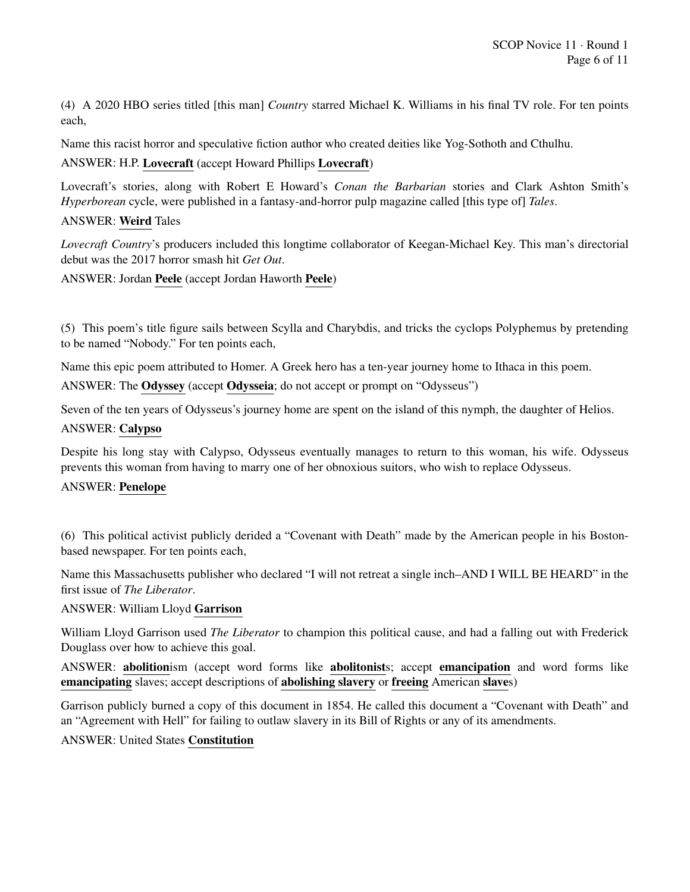(4) A 2020 HBO series titled [this man] *Country* starred Michael K. Williams in his final TV role. For ten points each,

Name this racist horror and speculative fiction author who created deities like Yog-Sothoth and Cthulhu.

ANSWER: H.P. **Lovecraft** (accept Howard Phillips **Lovecraft**)

Lovecraft's stories, along with Robert E Howard's *Conan the Barbarian* stories and Clark Ashton Smith's *Hyperborean* cycle, were published in a fantasy-and-horror pulp magazine called [this type of] *Tales*.

ANSWER: **Weird** Tales

*Lovecraft Country*'s producers included this longtime collaborator of Keegan-Michael Key. This man's directorial debut was the 2017 horror smash hit *Get Out*.

ANSWER: Jordan **Peele** (accept Jordan Haworth **Peele**)

(5) This poem's title figure sails between Scylla and Charybdis, and tricks the cyclops Polyphemus by pretending to be named "Nobody." For ten points each,

Name this epic poem attributed to Homer. A Greek hero has a ten-year journey home to Ithaca in this poem.

ANSWER: The **Odyssey** (accept **Odysseia**; do not accept or prompt on "Odysseus")

Seven of the ten years of Odysseus's journey home are spent on the island of this nymph, the daughter of Helios.

ANSWER: **Calypso**

Despite his long stay with Calypso, Odysseus eventually manages to return to this woman, his wife. Odysseus prevents this woman from having to marry one of her obnoxious suitors, who wish to replace Odysseus.

ANSWER: **Penelope**

(6) This political activist publicly derided a "Covenant with Death" made by the American people in his Boston-based newspaper. For ten points each,

Name this Massachusetts publisher who declared "I will not retreat a single inch–AND I WILL BE HEARD" in the first issue of *The Liberator*.

ANSWER: William Lloyd **Garrison**

William Lloyd Garrison used *The Liberator* to champion this political cause, and had a falling out with Frederick Douglass over how to achieve this goal.

ANSWER: **abolition**ism (accept word forms like **abolitonist**s; accept **emancipation** and word forms like **emancipating** slaves; accept descriptions of **abolishing slavery** or **freeing** American **slave**s)

Garrison publicly burned a copy of this document in 1854. He called this document a "Covenant with Death" and an "Agreement with Hell" for failing to outlaw slavery in its Bill of Rights or any of its amendments.

ANSWER: United States **Constitution**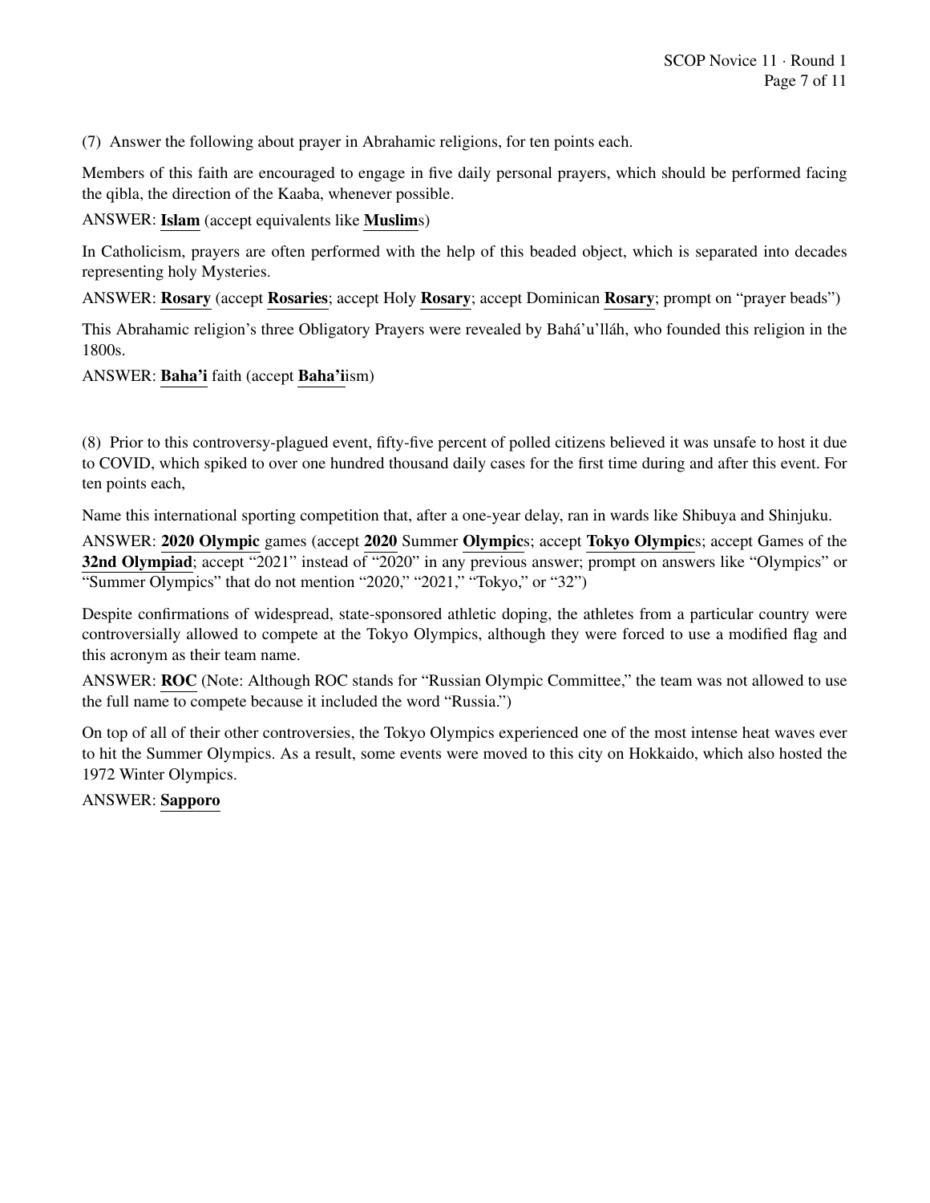(7) Answer the following about prayer in Abrahamic religions, for ten points each.

Members of this faith are encouraged to engage in five daily personal prayers, which should be performed facing the qibla, the direction of the Kaaba, whenever possible.

ANSWER: **Islam** (accept equivalents like **Muslim**s)

In Catholicism, prayers are often performed with the help of this beaded object, which is separated into decades representing holy Mysteries.

ANSWER: **Rosary** (accept **Rosaries**; accept Holy **Rosary**; accept Dominican **Rosary**; prompt on "prayer beads")

This Abrahamic religion's three Obligatory Prayers were revealed by Bahá'u'lláh, who founded this religion in the 1800s.

ANSWER: **Baha'i** faith (accept **Baha'i**ism)

(8) Prior to this controversy-plagued event, fifty-five percent of polled citizens believed it was unsafe to host it due to COVID, which spiked to over one hundred thousand daily cases for the first time during and after this event. For ten points each,

Name this international sporting competition that, after a one-year delay, ran in wards like Shibuya and Shinjuku.

ANSWER: **2020 Olympic** games (accept **2020** Summer **Olympic**s; accept **Tokyo Olympic**s; accept Games of the **32nd Olympiad**; accept "2021" instead of "2020" in any previous answer; prompt on answers like "Olympics" or "Summer Olympics" that do not mention "2020," "2021," "Tokyo," or "32")

Despite confirmations of widespread, state-sponsored athletic doping, the athletes from a particular country were controversially allowed to compete at the Tokyo Olympics, although they were forced to use a modified flag and this acronym as their team name.

ANSWER: **ROC** (Note: Although ROC stands for "Russian Olympic Committee," the team was not allowed to use the full name to compete because it included the word "Russia.")

On top of all of their other controversies, the Tokyo Olympics experienced one of the most intense heat waves ever to hit the Summer Olympics. As a result, some events were moved to this city on Hokkaido, which also hosted the 1972 Winter Olympics.

ANSWER: **Sapporo**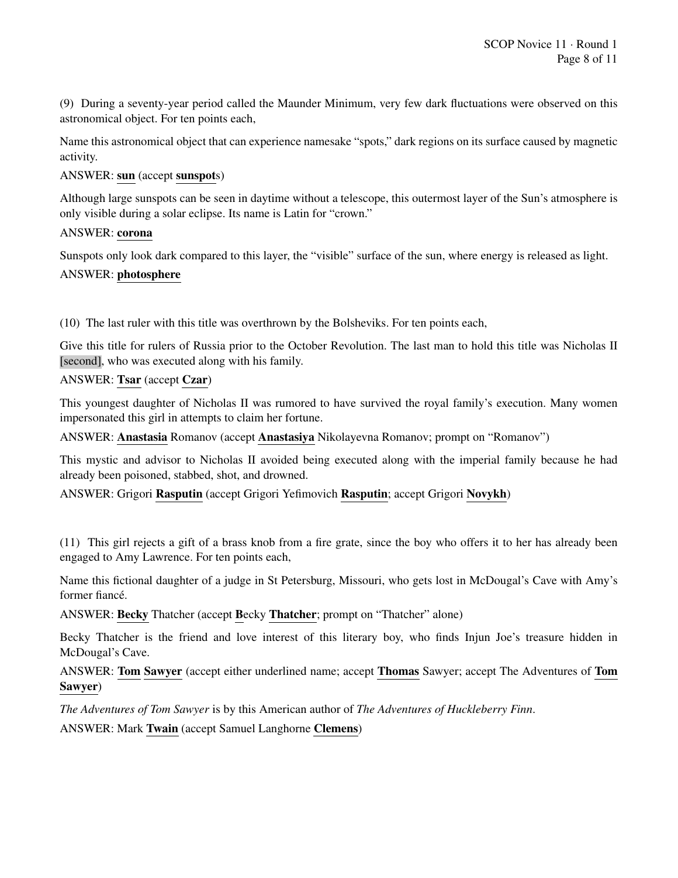(9) During a seventy-year period called the Maunder Minimum, very few dark fluctuations were observed on this astronomical object. For ten points each,

Name this astronomical object that can experience namesake "spots," dark regions on its surface caused by magnetic activity.

ANSWER: **sun** (accept **sunspot**s)

Although large sunspots can be seen in daytime without a telescope, this outermost layer of the Sun's atmosphere is only visible during a solar eclipse. Its name is Latin for "crown."

ANSWER: **corona**

Sunspots only look dark compared to this layer, the "visible" surface of the sun, where energy is released as light.

ANSWER: **photosphere**

(10) The last ruler with this title was overthrown by the Bolsheviks. For ten points each,

Give this title for rulers of Russia prior to the October Revolution. The last man to hold this title was Nicholas II [second], who was executed along with his family.

ANSWER: **Tsar** (accept **Czar**)

This youngest daughter of Nicholas II was rumored to have survived the royal family's execution. Many women impersonated this girl in attempts to claim her fortune.

ANSWER: **Anastasia** Romanov (accept **Anastasiya** Nikolayevna Romanov; prompt on "Romanov")

This mystic and advisor to Nicholas II avoided being executed along with the imperial family because he had already been poisoned, stabbed, shot, and drowned.

ANSWER: Grigori **Rasputin** (accept Grigori Yefimovich **Rasputin**; accept Grigori **Novykh**)

(11) This girl rejects a gift of a brass knob from a fire grate, since the boy who offers it to her has already been engaged to Amy Lawrence. For ten points each,

Name this fictional daughter of a judge in St Petersburg, Missouri, who gets lost in McDougal's Cave with Amy's former fiancé.

ANSWER: **Becky** Thatcher (accept **B**ecky **Thatcher**; prompt on "Thatcher" alone)

Becky Thatcher is the friend and love interest of this literary boy, who finds Injun Joe's treasure hidden in McDougal's Cave.

ANSWER: **Tom** **Sawyer** (accept either underlined name; accept **Thomas** Sawyer; accept The Adventures of **Tom Sawyer**)

*The Adventures of Tom Sawyer* is by this American author of *The Adventures of Huckleberry Finn*.

ANSWER: Mark **Twain** (accept Samuel Langhorne **Clemens**)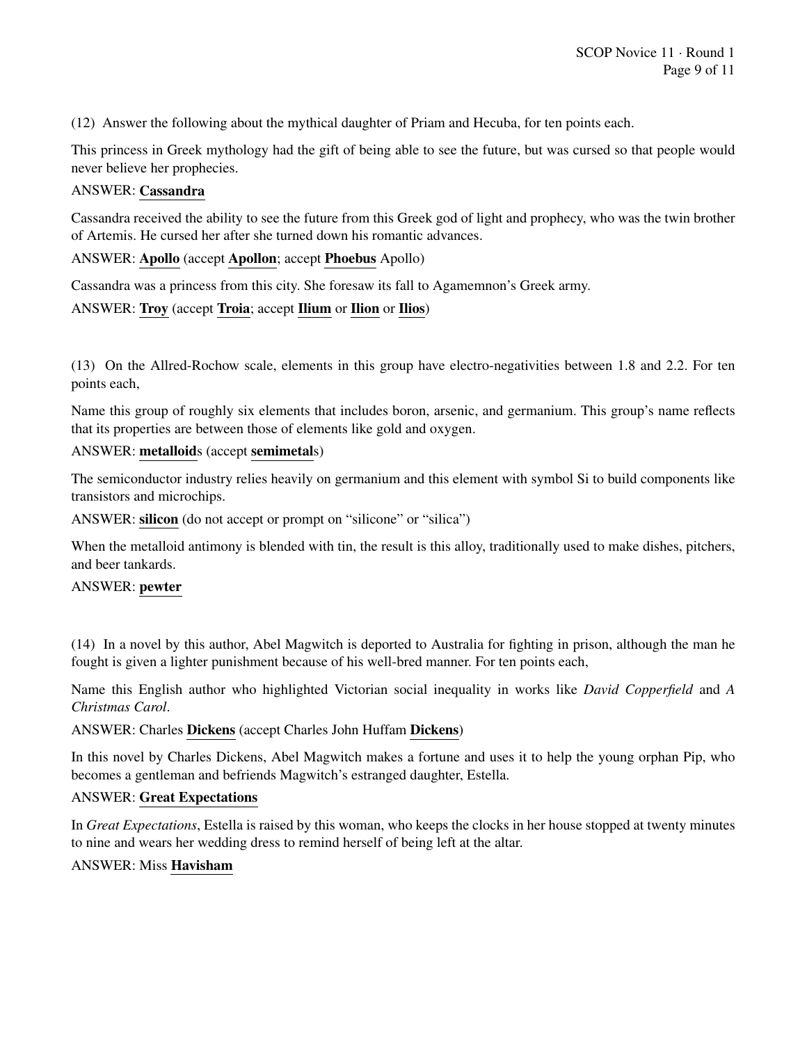(12) Answer the following about the mythical daughter of Priam and Hecuba, for ten points each.

This princess in Greek mythology had the gift of being able to see the future, but was cursed so that people would never believe her prophecies.

ANSWER: **Cassandra**

Cassandra received the ability to see the future from this Greek god of light and prophecy, who was the twin brother of Artemis. He cursed her after she turned down his romantic advances.

ANSWER: **Apollo** (accept **Apollon**; accept **Phoebus** Apollo)

Cassandra was a princess from this city. She foresaw its fall to Agamemnon's Greek army.

ANSWER: **Troy** (accept **Troia**; accept **Ilium** or **Ilion** or **Ilios**)

(13) On the Allred-Rochow scale, elements in this group have electro-negativities between 1.8 and 2.2. For ten points each,

Name this group of roughly six elements that includes boron, arsenic, and germanium. This group's name reflects that its properties are between those of elements like gold and oxygen.

ANSWER: **metalloid**s (accept **semimetal**s)

The semiconductor industry relies heavily on germanium and this element with symbol Si to build components like transistors and microchips.

ANSWER: **silicon** (do not accept or prompt on "silicone" or "silica")

When the metalloid antimony is blended with tin, the result is this alloy, traditionally used to make dishes, pitchers, and beer tankards.

ANSWER: **pewter**

(14) In a novel by this author, Abel Magwitch is deported to Australia for fighting in prison, although the man he fought is given a lighter punishment because of his well-bred manner. For ten points each,

Name this English author who highlighted Victorian social inequality in works like *David Copperfield* and *A Christmas Carol*.

ANSWER: Charles **Dickens** (accept Charles John Huffam **Dickens**)

In this novel by Charles Dickens, Abel Magwitch makes a fortune and uses it to help the young orphan Pip, who becomes a gentleman and befriends Magwitch's estranged daughter, Estella.

ANSWER: **Great Expectations**

In *Great Expectations*, Estella is raised by this woman, who keeps the clocks in her house stopped at twenty minutes to nine and wears her wedding dress to remind herself of being left at the altar.

ANSWER: Miss **Havisham**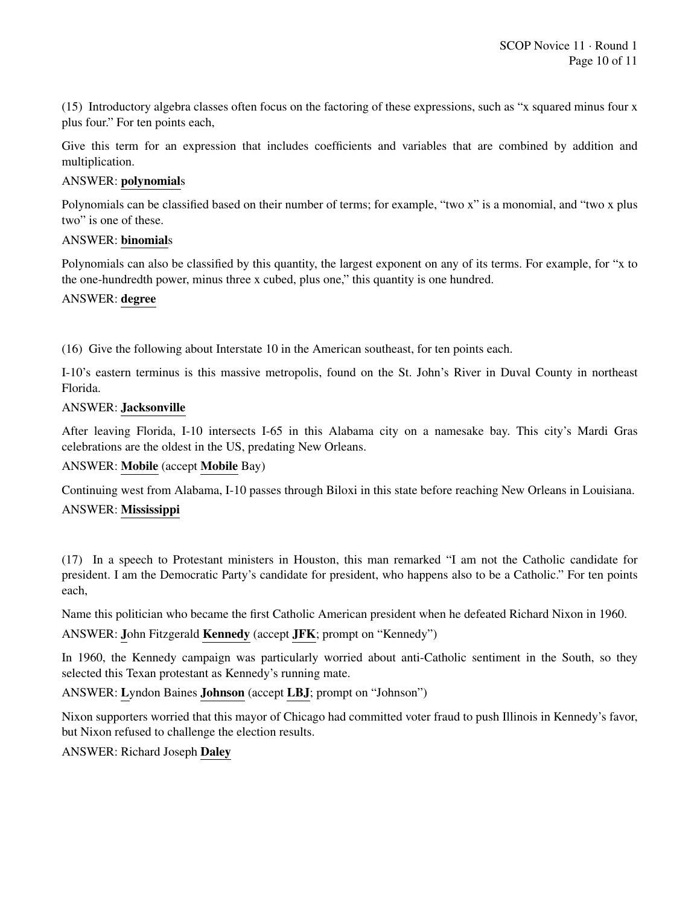(15) Introductory algebra classes often focus on the factoring of these expressions, such as "x squared minus four x plus four." For ten points each,

Give this term for an expression that includes coefficients and variables that are combined by addition and multiplication.

ANSWER: **polynomial**s

Polynomials can be classified based on their number of terms; for example, "two x" is a monomial, and "two x plus two" is one of these.

ANSWER: **binomial**s

Polynomials can also be classified by this quantity, the largest exponent on any of its terms. For example, for "x to the one-hundredth power, minus three x cubed, plus one," this quantity is one hundred.

ANSWER: **degree**

(16) Give the following about Interstate 10 in the American southeast, for ten points each.

I-10's eastern terminus is this massive metropolis, found on the St. John's River in Duval County in northeast Florida.

ANSWER: **Jacksonville**

After leaving Florida, I-10 intersects I-65 in this Alabama city on a namesake bay. This city's Mardi Gras celebrations are the oldest in the US, predating New Orleans.

ANSWER: **Mobile** (accept **Mobile** Bay)

Continuing west from Alabama, I-10 passes through Biloxi in this state before reaching New Orleans in Louisiana.

ANSWER: **Mississippi**

(17) In a speech to Protestant ministers in Houston, this man remarked "I am not the Catholic candidate for president. I am the Democratic Party's candidate for president, who happens also to be a Catholic." For ten points each,

Name this politician who became the first Catholic American president when he defeated Richard Nixon in 1960.

ANSWER: **J**ohn Fitzgerald **Kennedy** (accept **JFK**; prompt on "Kennedy")

In 1960, the Kennedy campaign was particularly worried about anti-Catholic sentiment in the South, so they selected this Texan protestant as Kennedy's running mate.

ANSWER: **L**yndon Baines **Johnson** (accept **LBJ**; prompt on "Johnson")

Nixon supporters worried that this mayor of Chicago had committed voter fraud to push Illinois in Kennedy's favor, but Nixon refused to challenge the election results.

ANSWER: Richard Joseph **Daley**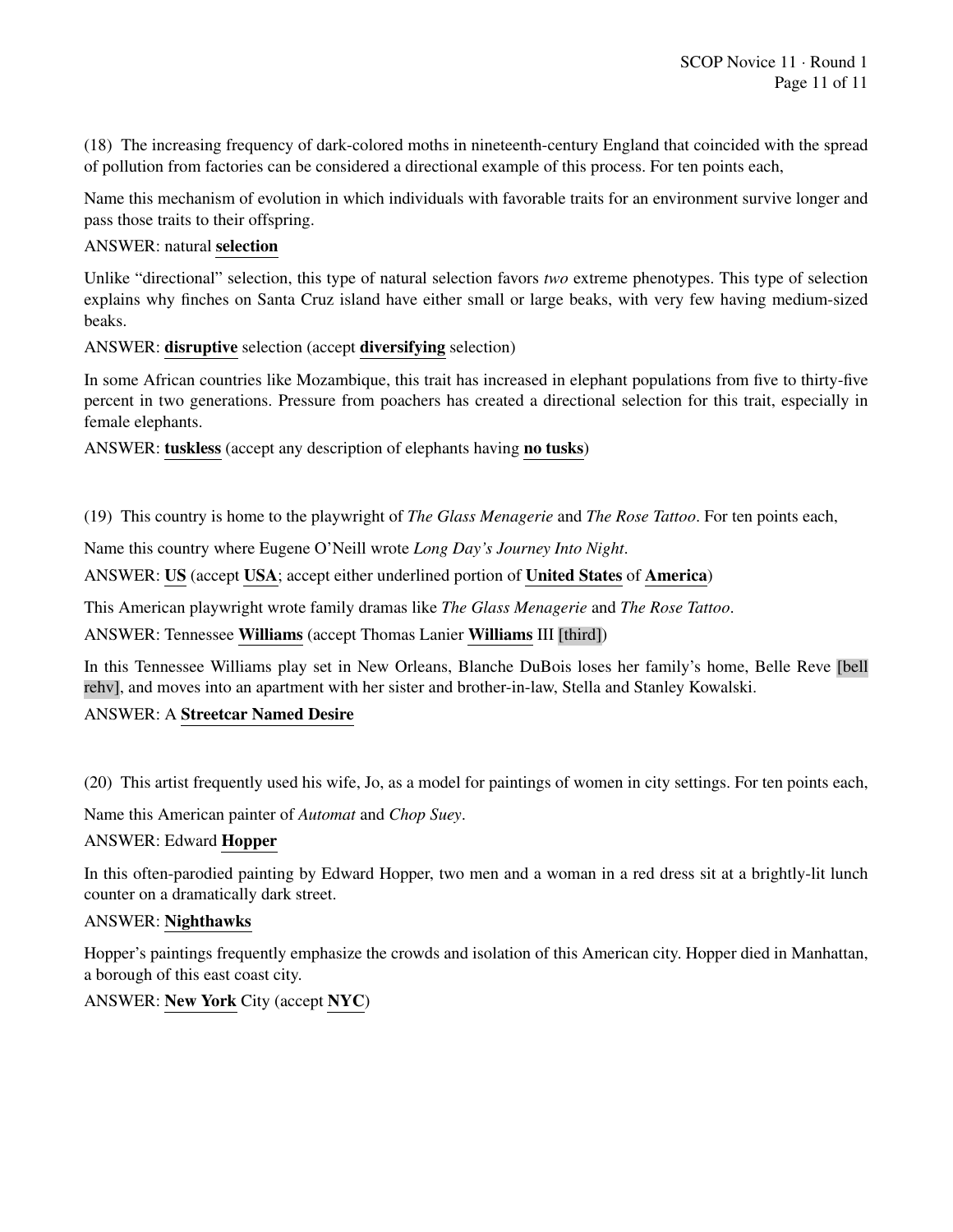(18) The increasing frequency of dark-colored moths in nineteenth-century England that coincided with the spread of pollution from factories can be considered a directional example of this process. For ten points each,

Name this mechanism of evolution in which individuals with favorable traits for an environment survive longer and pass those traits to their offspring.

ANSWER: natural **selection**

Unlike "directional" selection, this type of natural selection favors *two* extreme phenotypes. This type of selection explains why finches on Santa Cruz island have either small or large beaks, with very few having medium-sized beaks.

ANSWER: **disruptive** selection (accept **diversifying** selection)

In some African countries like Mozambique, this trait has increased in elephant populations from five to thirty-five percent in two generations. Pressure from poachers has created a directional selection for this trait, especially in female elephants.

ANSWER: **tuskless** (accept any description of elephants having **no tusks**)

(19) This country is home to the playwright of *The Glass Menagerie* and *The Rose Tattoo*. For ten points each,

Name this country where Eugene O'Neill wrote *Long Day's Journey Into Night*.

ANSWER: **US** (accept **USA**; accept either underlined portion of **United States** of **America**)

This American playwright wrote family dramas like *The Glass Menagerie* and *The Rose Tattoo*.

ANSWER: Tennessee **Williams** (accept Thomas Lanier **Williams** III [third])

In this Tennessee Williams play set in New Orleans, Blanche DuBois loses her family's home, Belle Reve [bell rehv], and moves into an apartment with her sister and brother-in-law, Stella and Stanley Kowalski.

ANSWER: A **Streetcar Named Desire**

(20) This artist frequently used his wife, Jo, as a model for paintings of women in city settings. For ten points each,

Name this American painter of *Automat* and *Chop Suey*.

ANSWER: Edward **Hopper**

In this often-parodied painting by Edward Hopper, two men and a woman in a red dress sit at a brightly-lit lunch counter on a dramatically dark street.

ANSWER: **Nighthawks**

Hopper's paintings frequently emphasize the crowds and isolation of this American city. Hopper died in Manhattan, a borough of this east coast city.

ANSWER: **New York** City (accept **NYC**)